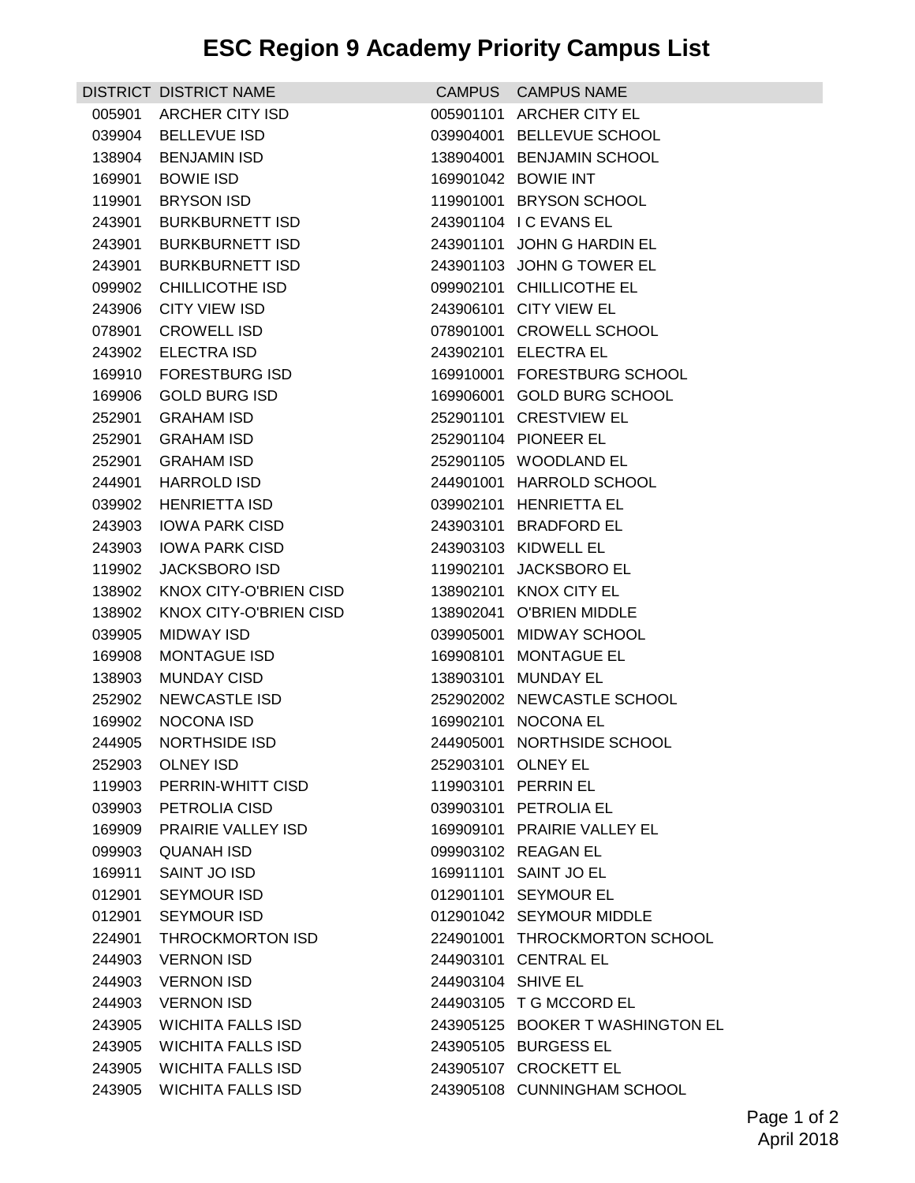# ESC Region 9 Academy Priority Campus List

| DISTRICT | DISTRICT NAME | CAMPUS | CAMPUS NAME |
|---|---|---|---|
| 005901 | ARCHER CITY ISD | 005901101 | ARCHER CITY EL |
| 039904 | BELLEVUE ISD | 039904001 | BELLEVUE SCHOOL |
| 138904 | BENJAMIN ISD | 138904001 | BENJAMIN SCHOOL |
| 169901 | BOWIE ISD | 169901042 | BOWIE INT |
| 119901 | BRYSON ISD | 119901001 | BRYSON SCHOOL |
| 243901 | BURKBURNETT ISD | 243901104 | I C EVANS EL |
| 243901 | BURKBURNETT ISD | 243901101 | JOHN G HARDIN EL |
| 243901 | BURKBURNETT ISD | 243901103 | JOHN G TOWER EL |
| 099902 | CHILLICOTHE ISD | 099902101 | CHILLICOTHE EL |
| 243906 | CITY VIEW ISD | 243906101 | CITY VIEW EL |
| 078901 | CROWELL ISD | 078901001 | CROWELL SCHOOL |
| 243902 | ELECTRA ISD | 243902101 | ELECTRA EL |
| 169910 | FORESTBURG ISD | 169910001 | FORESTBURG SCHOOL |
| 169906 | GOLD BURG ISD | 169906001 | GOLD BURG SCHOOL |
| 252901 | GRAHAM ISD | 252901101 | CRESTVIEW EL |
| 252901 | GRAHAM ISD | 252901104 | PIONEER EL |
| 252901 | GRAHAM ISD | 252901105 | WOODLAND EL |
| 244901 | HARROLD ISD | 244901001 | HARROLD SCHOOL |
| 039902 | HENRIETTA ISD | 039902101 | HENRIETTA EL |
| 243903 | IOWA PARK CISD | 243903101 | BRADFORD EL |
| 243903 | IOWA PARK CISD | 243903103 | KIDWELL EL |
| 119902 | JACKSBORO ISD | 119902101 | JACKSBORO EL |
| 138902 | KNOX CITY-O'BRIEN CISD | 138902101 | KNOX CITY EL |
| 138902 | KNOX CITY-O'BRIEN CISD | 138902041 | O'BRIEN MIDDLE |
| 039905 | MIDWAY ISD | 039905001 | MIDWAY SCHOOL |
| 169908 | MONTAGUE ISD | 169908101 | MONTAGUE EL |
| 138903 | MUNDAY CISD | 138903101 | MUNDAY EL |
| 252902 | NEWCASTLE ISD | 252902002 | NEWCASTLE SCHOOL |
| 169902 | NOCONA ISD | 169902101 | NOCONA EL |
| 244905 | NORTHSIDE ISD | 244905001 | NORTHSIDE SCHOOL |
| 252903 | OLNEY ISD | 252903101 | OLNEY EL |
| 119903 | PERRIN-WHITT CISD | 119903101 | PERRIN EL |
| 039903 | PETROLIA CISD | 039903101 | PETROLIA EL |
| 169909 | PRAIRIE VALLEY ISD | 169909101 | PRAIRIE VALLEY EL |
| 099903 | QUANAH ISD | 099903102 | REAGAN EL |
| 169911 | SAINT JO ISD | 169911101 | SAINT JO EL |
| 012901 | SEYMOUR ISD | 012901101 | SEYMOUR EL |
| 012901 | SEYMOUR ISD | 012901042 | SEYMOUR MIDDLE |
| 224901 | THROCKMORTON ISD | 224901001 | THROCKMORTON SCHOOL |
| 244903 | VERNON ISD | 244903101 | CENTRAL EL |
| 244903 | VERNON ISD | 244903104 | SHIVE EL |
| 244903 | VERNON ISD | 244903105 | T G MCCORD EL |
| 243905 | WICHITA FALLS ISD | 243905125 | BOOKER T WASHINGTON EL |
| 243905 | WICHITA FALLS ISD | 243905105 | BURGESS EL |
| 243905 | WICHITA FALLS ISD | 243905107 | CROCKETT EL |
| 243905 | WICHITA FALLS ISD | 243905108 | CUNNINGHAM SCHOOL |

April 2018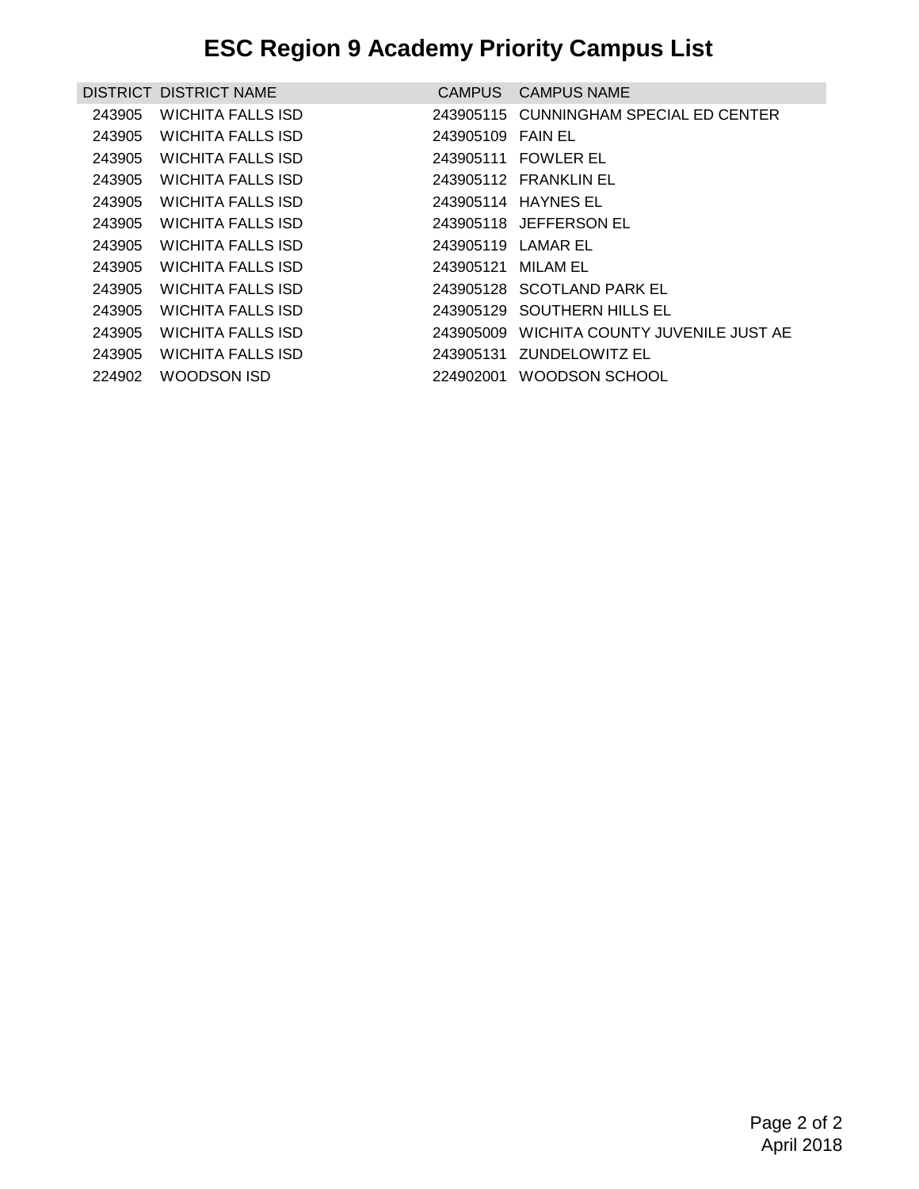# ESC Region 9 Academy Priority Campus List

| DISTRICT | DISTRICT NAME | CAMPUS | CAMPUS NAME |
|---|---|---|---|
| 243905 | WICHITA FALLS ISD | 243905115 | CUNNINGHAM SPECIAL ED CENTER |
| 243905 | WICHITA FALLS ISD | 243905109 | FAIN EL |
| 243905 | WICHITA FALLS ISD | 243905111 | FOWLER EL |
| 243905 | WICHITA FALLS ISD | 243905112 | FRANKLIN EL |
| 243905 | WICHITA FALLS ISD | 243905114 | HAYNES EL |
| 243905 | WICHITA FALLS ISD | 243905118 | JEFFERSON EL |
| 243905 | WICHITA FALLS ISD | 243905119 | LAMAR EL |
| 243905 | WICHITA FALLS ISD | 243905121 | MILAM EL |
| 243905 | WICHITA FALLS ISD | 243905128 | SCOTLAND PARK EL |
| 243905 | WICHITA FALLS ISD | 243905129 | SOUTHERN HILLS EL |
| 243905 | WICHITA FALLS ISD | 243905009 | WICHITA COUNTY JUVENILE JUST AE |
| 243905 | WICHITA FALLS ISD | 243905131 | ZUNDELOWITZ EL |
| 224902 | WOODSON ISD | 224902001 | WOODSON SCHOOL |

April 2018